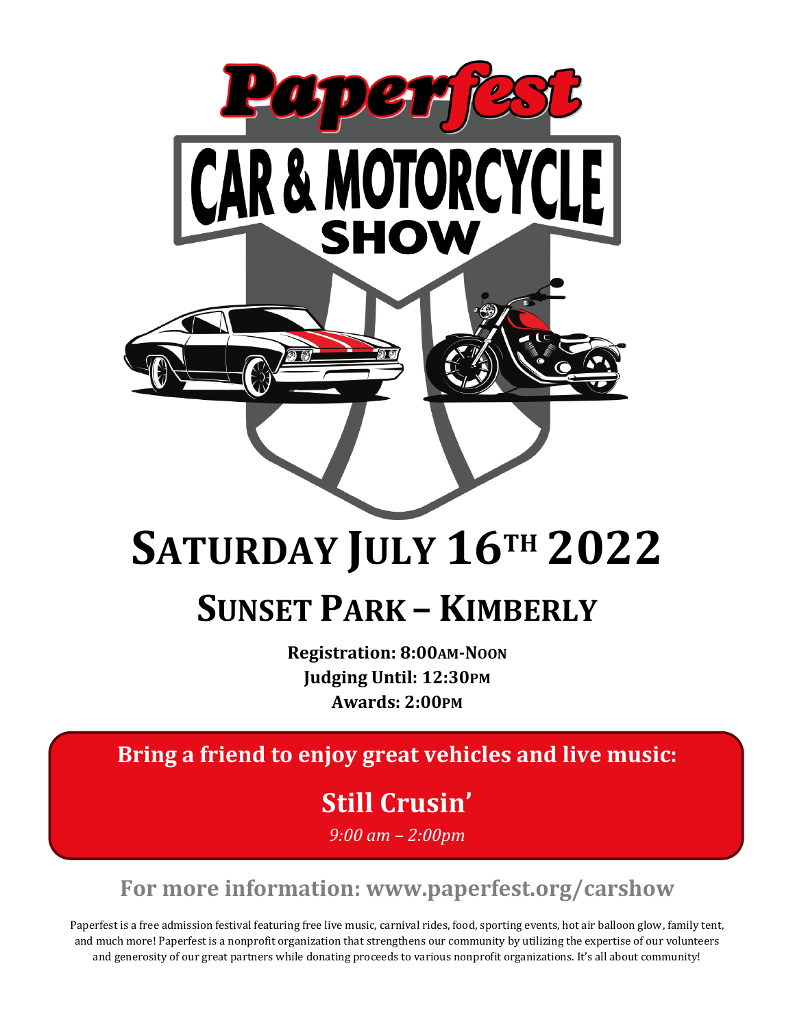# Paperfest

# CAR & MOTORCYCLE SHOW

# SATURDAY JULY 16TH 2022

## SUNSET PARK – KIMBERLY

**Registration: 8:00AM-NOON**
**Judging Until: 12:30PM**
**Awards: 2:00PM**

**Bring a friend to enjoy great vehicles and live music:**

## Still Crusin'

*9:00 am – 2:00pm*

**For more information: www.paperfest.org/carshow**

Paperfest is a free admission festival featuring free live music, carnival rides, food, sporting events, hot air balloon glow, family tent, and much more! Paperfest is a nonprofit organization that strengthens our community by utilizing the expertise of our volunteers and generosity of our great partners while donating proceeds to various nonprofit organizations. It's all about community!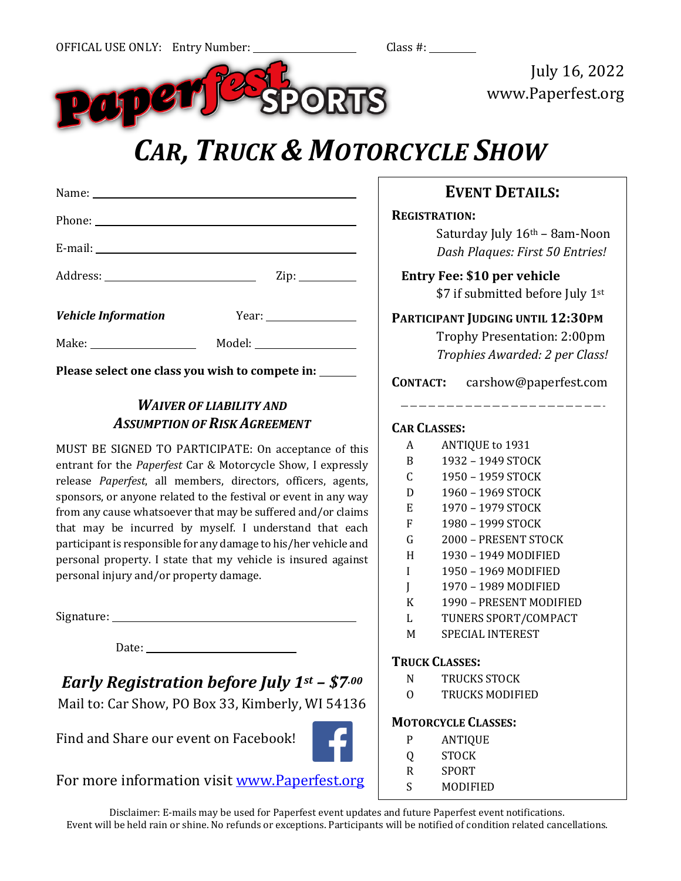OFFICAL USE ONLY: Entry Number: __________________ Class #: ________

Paperfest SPORTS

July 16, 2022
www.Paperfest.org

# *CAR, TRUCK & MOTORCYCLE SHOW*

Name: ______________________________________________

Phone: ______________________________________________

E-mail: ______________________________________________

Address: ____________________________ Zip: __________

***Vehicle Information*** Year: ______________

Make: __________________ Model: __________________

**Please select one class you wish to compete in:** ______

## *WAIVER OF LIABILITY AND ASSUMPTION OF RISK AGREEMENT*

MUST BE SIGNED TO PARTICIPATE: On acceptance of this entrant for the *Paperfest* Car & Motorcycle Show, I expressly release *Paperfest*, all members, directors, officers, agents, sponsors, or anyone related to the festival or event in any way from any cause whatsoever that may be suffered and/or claims that may be incurred by myself. I understand that each participant is responsible for any damage to his/her vehicle and personal property. I state that my vehicle is insured against personal injury and/or property damage.

Signature: ______________________________________________

Date: ____________________________

***Early Registration before July 1st – $7.00***

Mail to: Car Show, PO Box 33, Kimberly, WI 54136

Find and Share our event on Facebook!

For more information visit www.Paperfest.org

## EVENT DETAILS:

**REGISTRATION:**

Saturday July 16th – 8am-Noon

*Dash Plaques: First 50 Entries!*

**Entry Fee: $10 per vehicle**

$7 if submitted before July 1st

**PARTICIPANT JUDGING UNTIL 12:30PM**

Trophy Presentation: 2:00pm

*Trophies Awarded: 2 per Class!*

**CONTACT:** carshow@paperfest.com

**CAR CLASSES:**

- A ANTIQUE to 1931
- B 1932 – 1949 STOCK
- C 1950 – 1959 STOCK
- D 1960 – 1969 STOCK
- E 1970 – 1979 STOCK
- F 1980 – 1999 STOCK
- G 2000 – PRESENT STOCK
- H 1930 – 1949 MODIFIED
- I 1950 – 1969 MODIFIED
- J 1970 – 1989 MODIFIED
- K 1990 – PRESENT MODIFIED
- L TUNERS SPORT/COMPACT
- M SPECIAL INTEREST

**TRUCK CLASSES:**

- N TRUCKS STOCK
- O TRUCKS MODIFIED

**MOTORCYCLE CLASSES:**

- P ANTIQUE
- Q STOCK
- R SPORT
- S MODIFIED

Disclaimer: E-mails may be used for Paperfest event updates and future Paperfest event notifications.
Event will be held rain or shine. No refunds or exceptions. Participants will be notified of condition related cancellations.